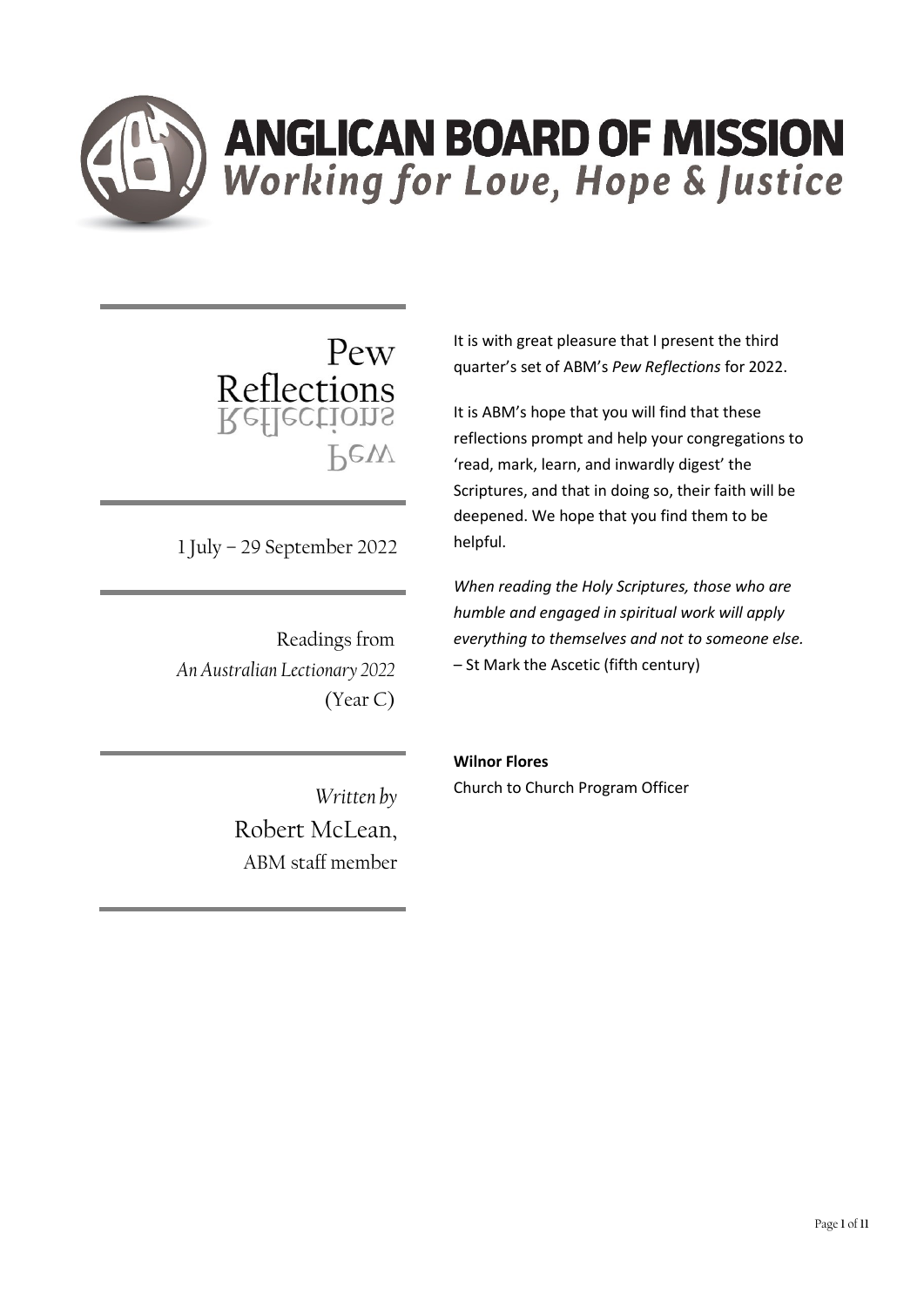# ANGLICAN BOARD OF MISSION

*Working for Love, Hope & Justice*

## Pew Reflections

1 July – 29 September 2022

Readings from
*An Australian Lectionary 2022*
(Year C)

*Written by*
Robert McLean,
ABM staff member

It is with great pleasure that I present the third quarter's set of ABM's *Pew Reflections* for 2022.

It is ABM's hope that you will find that these reflections prompt and help your congregations to 'read, mark, learn, and inwardly digest' the Scriptures, and that in doing so, their faith will be deepened. We hope that you find them to be helpful.

*When reading the Holy Scriptures, those who are humble and engaged in spiritual work will apply everything to themselves and not to someone else.*
– St Mark the Ascetic (fifth century)

**Wilnor Flores**
Church to Church Program Officer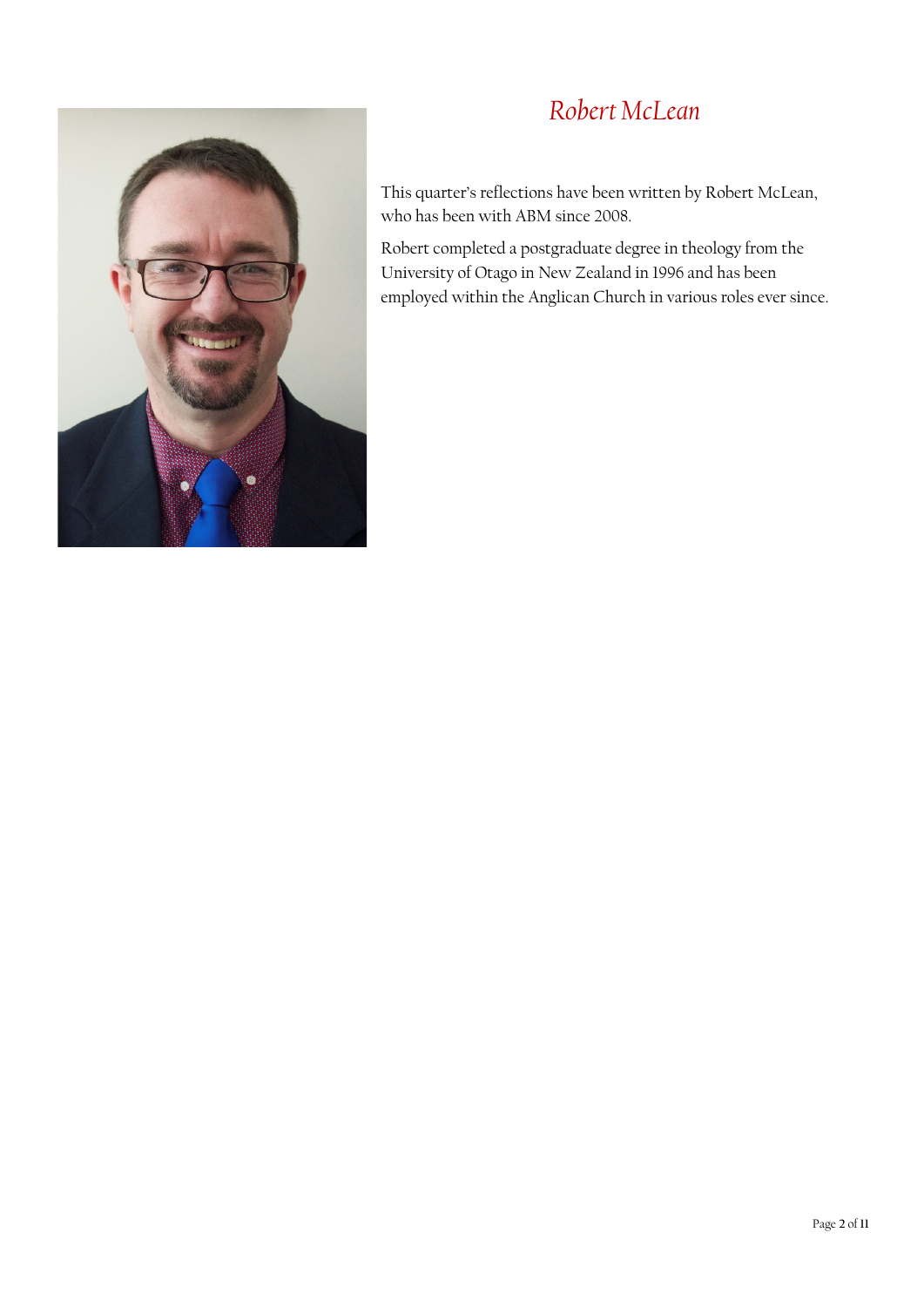# *Robert McLean*

This quarter's reflections have been written by Robert McLean, who has been with ABM since 2008.

Robert completed a postgraduate degree in theology from the University of Otago in New Zealand in 1996 and has been employed within the Anglican Church in various roles ever since.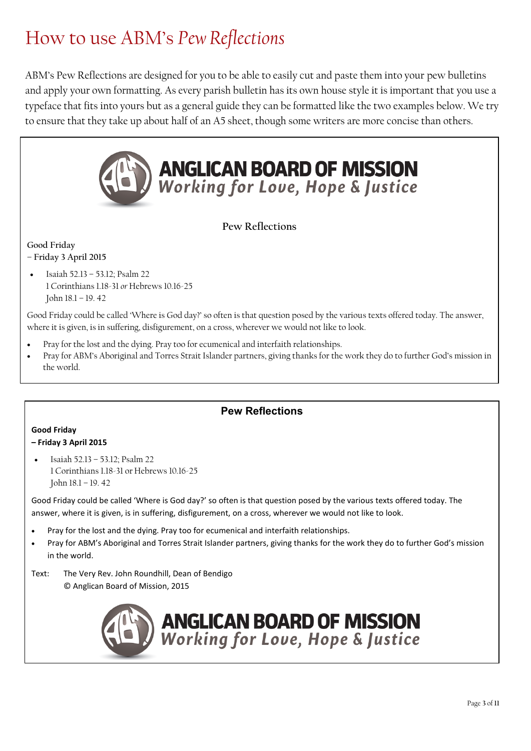# How to use ABM's *Pew Reflections*

ABM's Pew Reflections are designed for you to be able to easily cut and paste them into your pew bulletins and apply your own formatting. As every parish bulletin has its own house style it is important that you use a typeface that fits into yours but as a general guide they can be formatted like the two examples below. We try to ensure that they take up about half of an A5 sheet, though some writers are more concise than others.

**ANGLICAN BOARD OF MISSION**
*Working for Love, Hope & Justice*

Pew Reflections

Good Friday
– **Friday 3 April 2015**

- Isaiah 52.13 – 53.12; Psalm 22
  1 Corinthians 1.18-31 *or* Hebrews 10.16-25
  John 18.1 – 19. 42

Good Friday could be called 'Where is God day?' so often is that question posed by the various texts offered today. The answer, where it is given, is in suffering, disfigurement, on a cross, wherever we would not like to look.

- Pray for the lost and the dying. Pray too for ecumenical and interfaith relationships.
- Pray for ABM's Aboriginal and Torres Strait Islander partners, giving thanks for the work they do to further God's mission in the world.

**Pew Reflections**

**Good Friday**
**– Friday 3 April 2015**

- Isaiah 52.13 – 53.12; Psalm 22
  1 Corinthians 1.18-31 or Hebrews 10.16-25
  John 18.1 – 19. 42

Good Friday could be called 'Where is God day?' so often is that question posed by the various texts offered today. The answer, where it is given, is in suffering, disfigurement, on a cross, wherever we would not like to look.

- Pray for the lost and the dying. Pray too for ecumenical and interfaith relationships.
- Pray for ABM's Aboriginal and Torres Strait Islander partners, giving thanks for the work they do to further God's mission in the world.

Text: The Very Rev. John Roundhill, Dean of Bendigo
© Anglican Board of Mission, 2015

**ANGLICAN BOARD OF MISSION**
*Working for Love, Hope & Justice*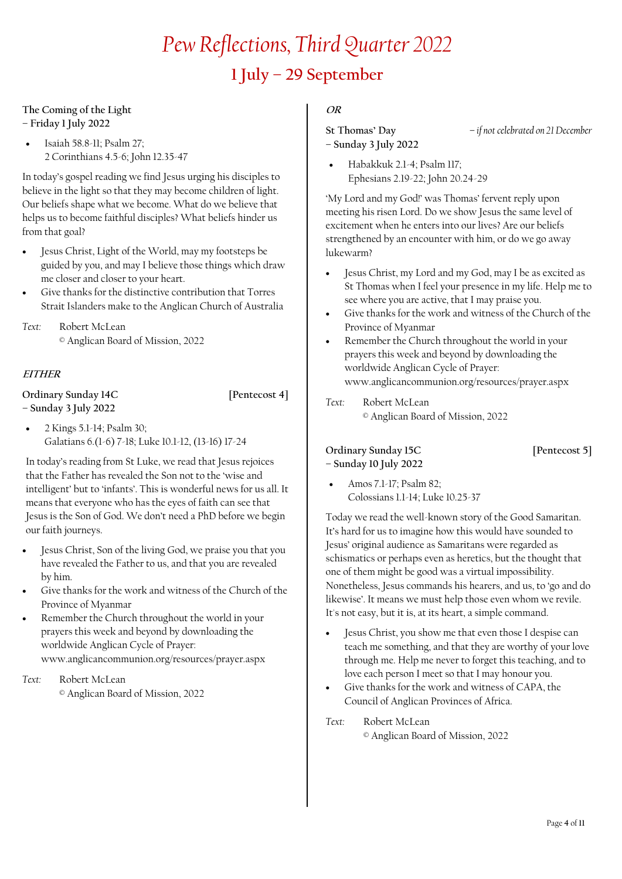# Pew Reflections, Third Quarter 2022

## 1 July – 29 September

**The Coming of the Light**
**– Friday 1 July 2022**

- Isaiah 58.8-11; Psalm 27;
  2 Corinthians 4.5-6; John 12.35-47

In today's gospel reading we find Jesus urging his disciples to believe in the light so that they may become children of light. Our beliefs shape what we become. What do we believe that helps us to become faithful disciples? What beliefs hinder us from that goal?

- Jesus Christ, Light of the World, may my footsteps be guided by you, and may I believe those things which draw me closer and closer to your heart.
- Give thanks for the distinctive contribution that Torres Strait Islanders make to the Anglican Church of Australia

*Text:* Robert McLean
© Anglican Board of Mission, 2022

***EITHER***

**Ordinary Sunday 14C** **[Pentecost 4]**
**– Sunday 3 July 2022**

- 2 Kings 5.1-14; Psalm 30;
  Galatians 6.(1-6) 7-18; Luke 10.1-12, (13-16) 17-24

In today's reading from St Luke, we read that Jesus rejoices that the Father has revealed the Son not to the 'wise and intelligent' but to 'infants'. This is wonderful news for us all. It means that everyone who has the eyes of faith can see that Jesus is the Son of God. We don't need a PhD before we begin our faith journeys.

- Jesus Christ, Son of the living God, we praise you that you have revealed the Father to us, and that you are revealed by him.
- Give thanks for the work and witness of the Church of the Province of Myanmar
- Remember the Church throughout the world in your prayers this week and beyond by downloading the worldwide Anglican Cycle of Prayer: www.anglicancommunion.org/resources/prayer.aspx

*Text:* Robert McLean
© Anglican Board of Mission, 2022

***OR***

**St Thomas' Day** *– if not celebrated on 21 December*
**– Sunday 3 July 2022**

- Habakkuk 2.1-4; Psalm 117;
  Ephesians 2.19-22; John 20.24-29

'My Lord and my God!' was Thomas' fervent reply upon meeting his risen Lord. Do we show Jesus the same level of excitement when he enters into our lives? Are our beliefs strengthened by an encounter with him, or do we go away lukewarm?

- Jesus Christ, my Lord and my God, may I be as excited as St Thomas when I feel your presence in my life. Help me to see where you are active, that I may praise you.
- Give thanks for the work and witness of the Church of the Province of Myanmar
- Remember the Church throughout the world in your prayers this week and beyond by downloading the worldwide Anglican Cycle of Prayer: www.anglicancommunion.org/resources/prayer.aspx

*Text:* Robert McLean
© Anglican Board of Mission, 2022

**Ordinary Sunday 15C** **[Pentecost 5]**
**– Sunday 10 July 2022**

- Amos 7.1-17; Psalm 82;
  Colossians 1.1-14; Luke 10.25-37

Today we read the well-known story of the Good Samaritan. It's hard for us to imagine how this would have sounded to Jesus' original audience as Samaritans were regarded as schismatics or perhaps even as heretics, but the thought that one of them might be good was a virtual impossibility. Nonetheless, Jesus commands his hearers, and us, to 'go and do likewise'. It means we must help those even whom we revile. It's not easy, but it is, at its heart, a simple command.

- Jesus Christ, you show me that even those I despise can teach me something, and that they are worthy of your love through me. Help me never to forget this teaching, and to love each person I meet so that I may honour you.
- Give thanks for the work and witness of CAPA, the Council of Anglican Provinces of Africa.

*Text:* Robert McLean
© Anglican Board of Mission, 2022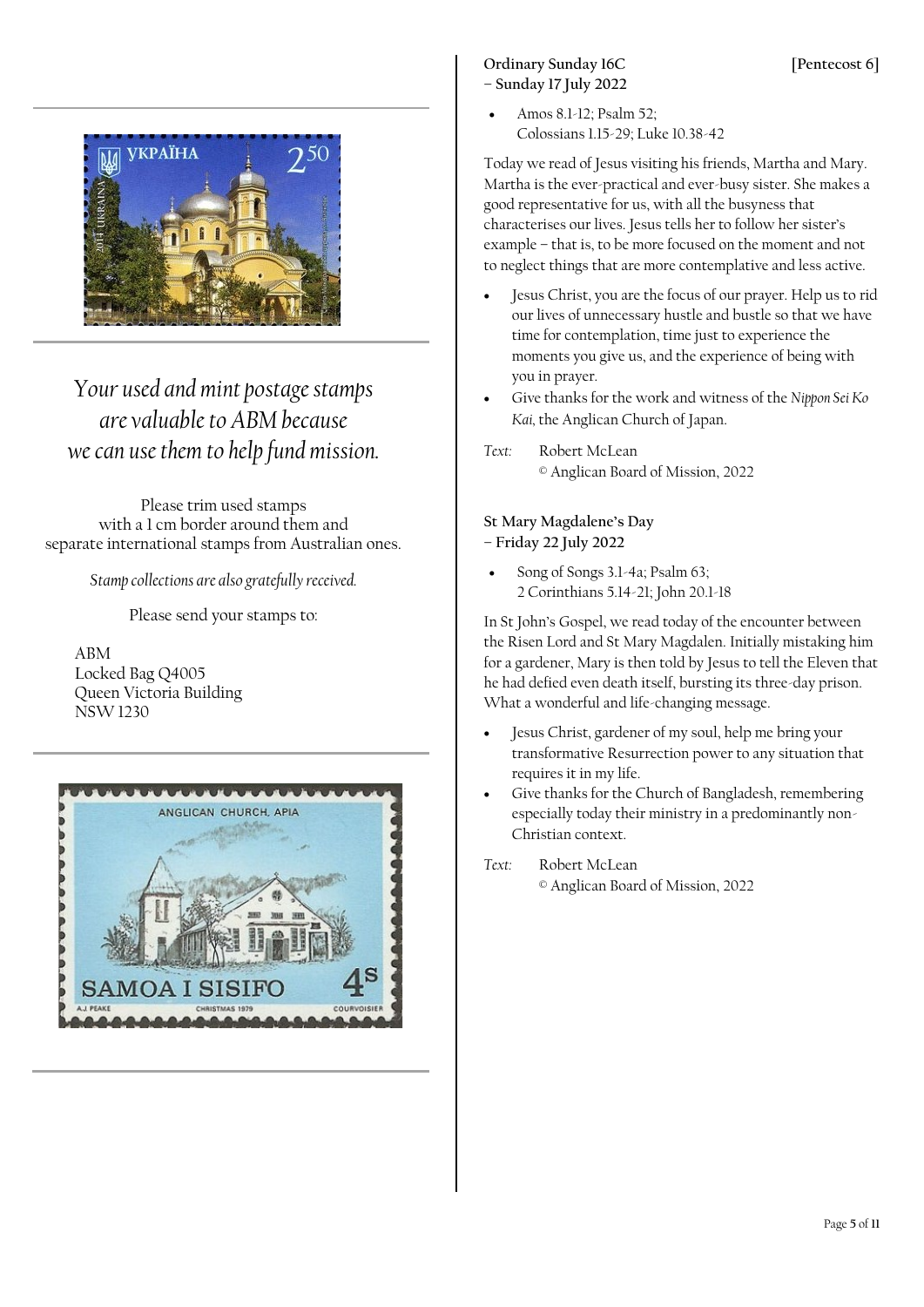*Your used and mint postage stamps are valuable to ABM because we can use them to help fund mission.*

Please trim used stamps with a 1 cm border around them and separate international stamps from Australian ones.

*Stamp collections are also gratefully received.*

Please send your stamps to:

ABM
Locked Bag Q4005
Queen Victoria Building
NSW 1230

**Ordinary Sunday 16C – Sunday 17 July 2022** **[Pentecost 6]**

- Amos 8.1-12; Psalm 52; Colossians 1.15-29; Luke 10.38-42

Today we read of Jesus visiting his friends, Martha and Mary. Martha is the ever-practical and ever-busy sister. She makes a good representative for us, with all the busyness that characterises our lives. Jesus tells her to follow her sister's example – that is, to be more focused on the moment and not to neglect things that are more contemplative and less active.

- Jesus Christ, you are the focus of our prayer. Help us to rid our lives of unnecessary hustle and bustle so that we have time for contemplation, time just to experience the moments you give us, and the experience of being with you in prayer.
- Give thanks for the work and witness of the *Nippon Sei Ko Kai*, the Anglican Church of Japan.

*Text:* Robert McLean
© Anglican Board of Mission, 2022

**St Mary Magdalene's Day – Friday 22 July 2022**

- Song of Songs 3.1-4a; Psalm 63; 2 Corinthians 5.14-21; John 20.1-18

In St John's Gospel, we read today of the encounter between the Risen Lord and St Mary Magdalen. Initially mistaking him for a gardener, Mary is then told by Jesus to tell the Eleven that he had defied even death itself, bursting its three-day prison. What a wonderful and life-changing message.

- Jesus Christ, gardener of my soul, help me bring your transformative Resurrection power to any situation that requires it in my life.
- Give thanks for the Church of Bangladesh, remembering especially today their ministry in a predominantly non-Christian context.

*Text:* Robert McLean
© Anglican Board of Mission, 2022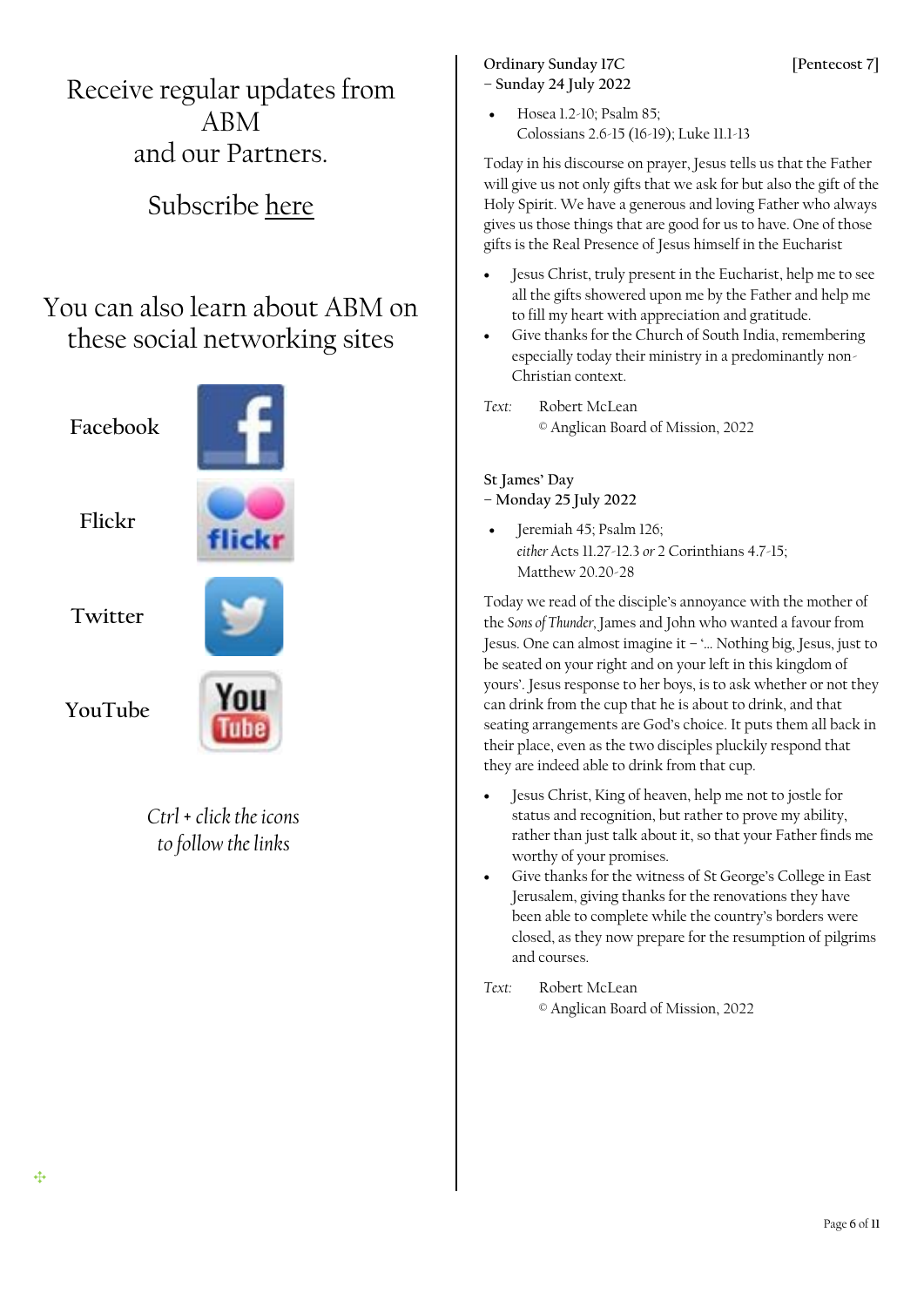Receive regular updates from ABM and our Partners.

Subscribe here

You can also learn about ABM on these social networking sites

Facebook

Flickr

Twitter

YouTube

*Ctrl + click the icons to follow the links*

**Ordinary Sunday 17C – Sunday 24 July 2022** [Pentecost 7]

- Hosea 1.2-10; Psalm 85;
  Colossians 2.6-15 (16-19); Luke 11.1-13

Today in his discourse on prayer, Jesus tells us that the Father will give us not only gifts that we ask for but also the gift of the Holy Spirit. We have a generous and loving Father who always gives us those things that are good for us to have. One of those gifts is the Real Presence of Jesus himself in the Eucharist

- Jesus Christ, truly present in the Eucharist, help me to see all the gifts showered upon me by the Father and help me to fill my heart with appreciation and gratitude.
- Give thanks for the Church of South India, remembering especially today their ministry in a predominantly non-Christian context.

*Text:* Robert McLean
© Anglican Board of Mission, 2022

**St James' Day – Monday 25 July 2022**

- Jeremiah 45; Psalm 126;
  *either* Acts 11.27-12.3 *or* 2 Corinthians 4.7-15;
  Matthew 20.20-28

Today we read of the disciple's annoyance with the mother of the *Sons of Thunder*, James and John who wanted a favour from Jesus. One can almost imagine it – '... Nothing big, Jesus, just to be seated on your right and on your left in this kingdom of yours'. Jesus response to her boys, is to ask whether or not they can drink from the cup that he is about to drink, and that seating arrangements are God's choice. It puts them all back in their place, even as the two disciples pluckily respond that they are indeed able to drink from that cup.

- Jesus Christ, King of heaven, help me not to jostle for status and recognition, but rather to prove my ability, rather than just talk about it, so that your Father finds me worthy of your promises.
- Give thanks for the witness of St George's College in East Jerusalem, giving thanks for the renovations they have been able to complete while the country's borders were closed, as they now prepare for the resumption of pilgrims and courses.

*Text:* Robert McLean
© Anglican Board of Mission, 2022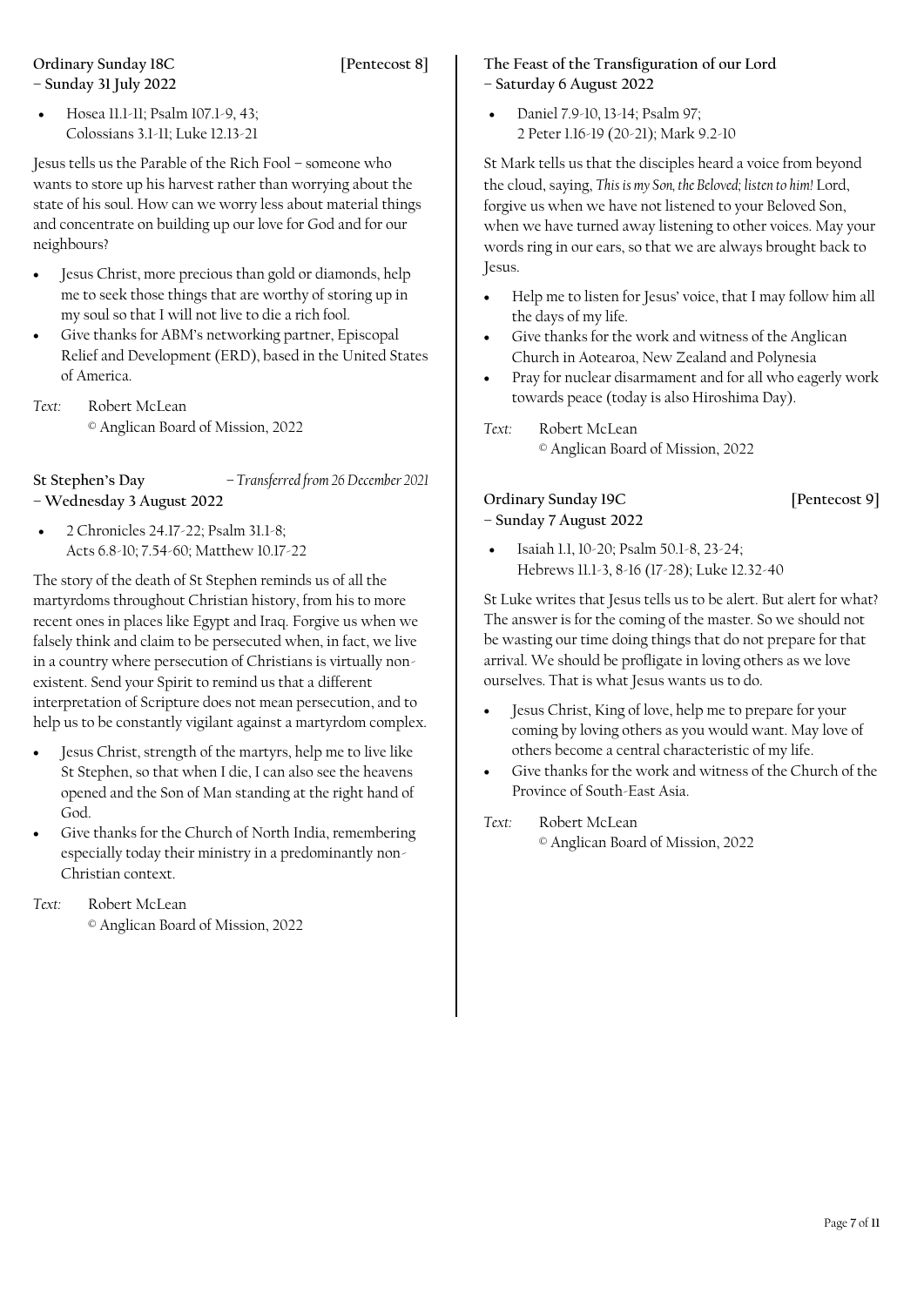**Ordinary Sunday 18C** **[Pentecost 8]**
**– Sunday 31 July 2022**

- Hosea 11.1-11; Psalm 107.1-9, 43; Colossians 3.1-11; Luke 12.13-21

Jesus tells us the Parable of the Rich Fool – someone who wants to store up his harvest rather than worrying about the state of his soul. How can we worry less about material things and concentrate on building up our love for God and for our neighbours?

- Jesus Christ, more precious than gold or diamonds, help me to seek those things that are worthy of storing up in my soul so that I will not live to die a rich fool.
- Give thanks for ABM's networking partner, Episcopal Relief and Development (ERD), based in the United States of America.

*Text:* Robert McLean
© Anglican Board of Mission, 2022

**St Stephen's Day** *– Transferred from 26 December 2021*
**– Wednesday 3 August 2022**

- 2 Chronicles 24.17-22; Psalm 31.1-8; Acts 6.8-10; 7.54-60; Matthew 10.17-22

The story of the death of St Stephen reminds us of all the martyrdoms throughout Christian history, from his to more recent ones in places like Egypt and Iraq. Forgive us when we falsely think and claim to be persecuted when, in fact, we live in a country where persecution of Christians is virtually non-existent. Send your Spirit to remind us that a different interpretation of Scripture does not mean persecution, and to help us to be constantly vigilant against a martyrdom complex.

- Jesus Christ, strength of the martyrs, help me to live like St Stephen, so that when I die, I can also see the heavens opened and the Son of Man standing at the right hand of God.
- Give thanks for the Church of North India, remembering especially today their ministry in a predominantly non-Christian context.

*Text:* Robert McLean
© Anglican Board of Mission, 2022

**The Feast of the Transfiguration of our Lord**
**– Saturday 6 August 2022**

- Daniel 7.9-10, 13-14; Psalm 97; 2 Peter 1.16-19 (20-21); Mark 9.2-10

St Mark tells us that the disciples heard a voice from beyond the cloud, saying, *This is my Son, the Beloved; listen to him!* Lord, forgive us when we have not listened to your Beloved Son, when we have turned away listening to other voices. May your words ring in our ears, so that we are always brought back to Jesus.

- Help me to listen for Jesus' voice, that I may follow him all the days of my life.
- Give thanks for the work and witness of the Anglican Church in Aotearoa, New Zealand and Polynesia
- Pray for nuclear disarmament and for all who eagerly work towards peace (today is also Hiroshima Day).

*Text:* Robert McLean
© Anglican Board of Mission, 2022

**Ordinary Sunday 19C** **[Pentecost 9]**
**– Sunday 7 August 2022**

- Isaiah 1.1, 10-20; Psalm 50.1-8, 23-24; Hebrews 11.1-3, 8-16 (17-28); Luke 12.32-40

St Luke writes that Jesus tells us to be alert. But alert for what? The answer is for the coming of the master. So we should not be wasting our time doing things that do not prepare for that arrival. We should be profligate in loving others as we love ourselves. That is what Jesus wants us to do.

- Jesus Christ, King of love, help me to prepare for your coming by loving others as you would want. May love of others become a central characteristic of my life.
- Give thanks for the work and witness of the Church of the Province of South-East Asia.

*Text:* Robert McLean
© Anglican Board of Mission, 2022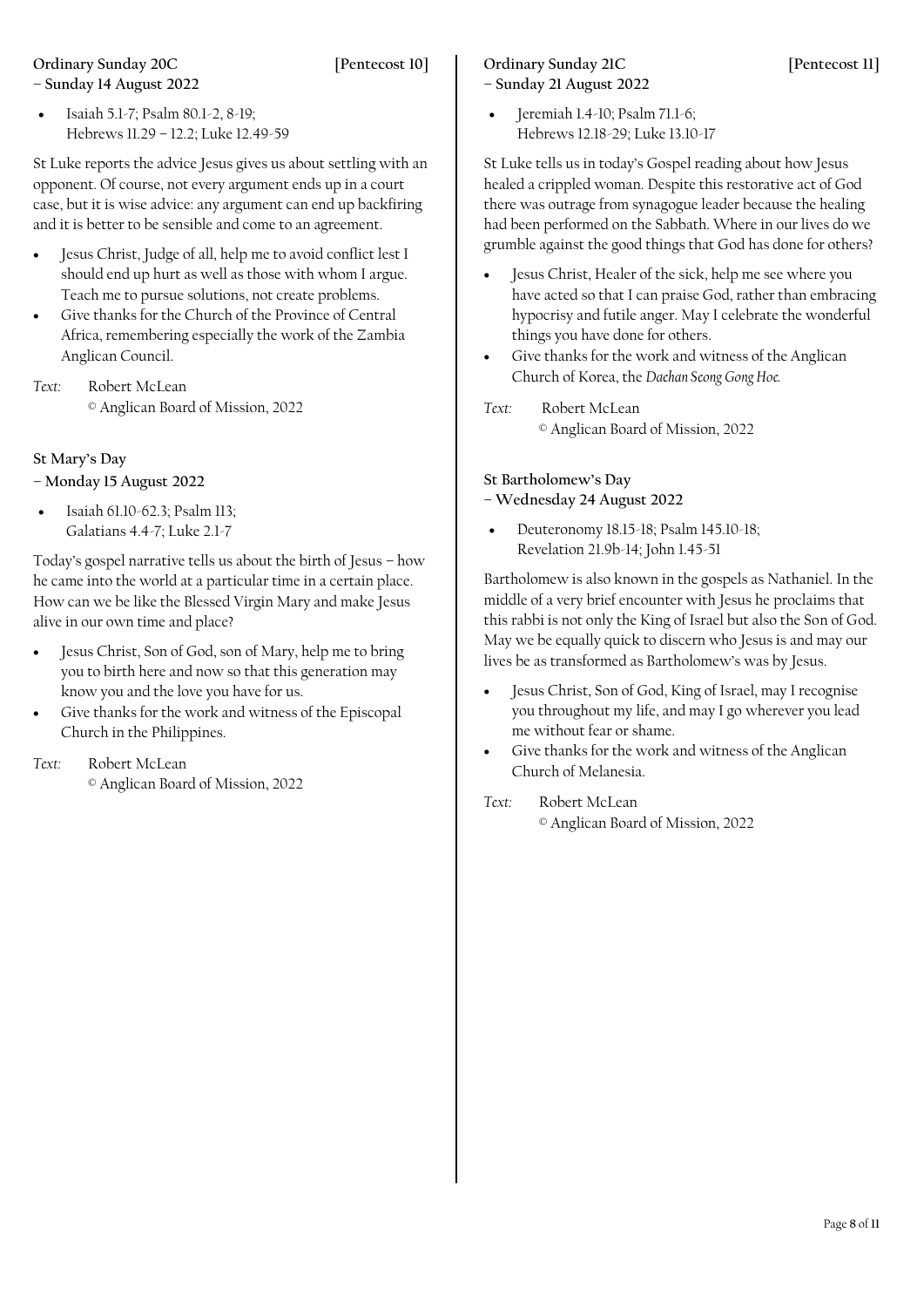**Ordinary Sunday 20C [Pentecost 10]**
**– Sunday 14 August 2022**

- Isaiah 5.1-7; Psalm 80.1-2, 8-19;
  Hebrews 11.29 – 12.2; Luke 12.49-59

St Luke reports the advice Jesus gives us about settling with an opponent. Of course, not every argument ends up in a court case, but it is wise advice: any argument can end up backfiring and it is better to be sensible and come to an agreement.

- Jesus Christ, Judge of all, help me to avoid conflict lest I should end up hurt as well as those with whom I argue. Teach me to pursue solutions, not create problems.
- Give thanks for the Church of the Province of Central Africa, remembering especially the work of the Zambia Anglican Council.

*Text:* Robert McLean
© Anglican Board of Mission, 2022

**St Mary's Day**
**– Monday 15 August 2022**

- Isaiah 61.10-62.3; Psalm 113;
  Galatians 4.4-7; Luke 2.1-7

Today's gospel narrative tells us about the birth of Jesus – how he came into the world at a particular time in a certain place. How can we be like the Blessed Virgin Mary and make Jesus alive in our own time and place?

- Jesus Christ, Son of God, son of Mary, help me to bring you to birth here and now so that this generation may know you and the love you have for us.
- Give thanks for the work and witness of the Episcopal Church in the Philippines.

*Text:* Robert McLean
© Anglican Board of Mission, 2022

**Ordinary Sunday 21C [Pentecost 11]**
**– Sunday 21 August 2022**

- Jeremiah 1.4-10; Psalm 71.1-6;
  Hebrews 12.18-29; Luke 13.10-17

St Luke tells us in today's Gospel reading about how Jesus healed a crippled woman. Despite this restorative act of God there was outrage from synagogue leader because the healing had been performed on the Sabbath. Where in our lives do we grumble against the good things that God has done for others?

- Jesus Christ, Healer of the sick, help me see where you have acted so that I can praise God, rather than embracing hypocrisy and futile anger. May I celebrate the wonderful things you have done for others.
- Give thanks for the work and witness of the Anglican Church of Korea, the *Daehan Seong Gong Hoe.*

*Text:* Robert McLean
© Anglican Board of Mission, 2022

**St Bartholomew's Day**
**– Wednesday 24 August 2022**

- Deuteronomy 18.15-18; Psalm 145.10-18;
  Revelation 21.9b-14; John 1.45-51

Bartholomew is also known in the gospels as Nathaniel. In the middle of a very brief encounter with Jesus he proclaims that this rabbi is not only the King of Israel but also the Son of God. May we be equally quick to discern who Jesus is and may our lives be as transformed as Bartholomew's was by Jesus.

- Jesus Christ, Son of God, King of Israel, may I recognise you throughout my life, and may I go wherever you lead me without fear or shame.
- Give thanks for the work and witness of the Anglican Church of Melanesia.

*Text:* Robert McLean
© Anglican Board of Mission, 2022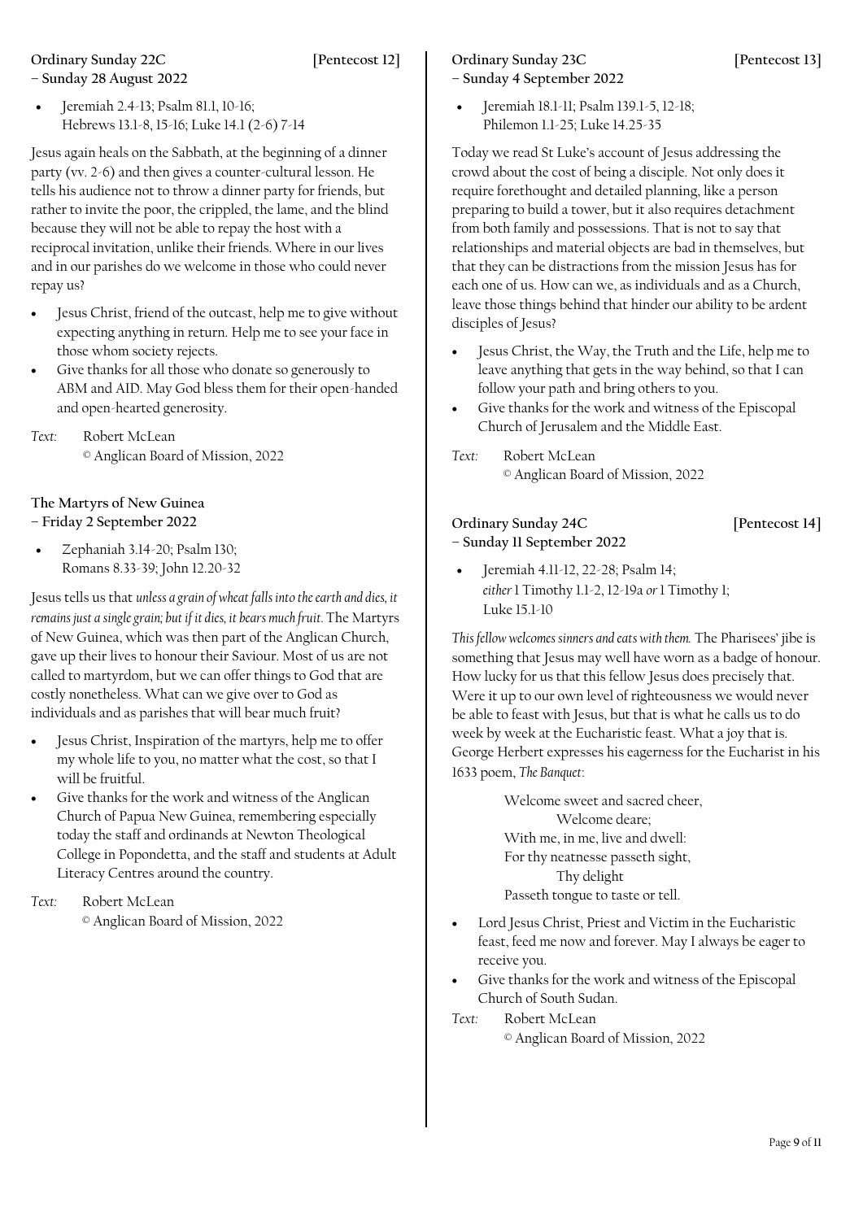**Ordinary Sunday 22C [Pentecost 12]**
**– Sunday 28 August 2022**

- Jeremiah 2.4-13; Psalm 81.1, 10-16; Hebrews 13.1-8, 15-16; Luke 14.1 (2-6) 7-14

Jesus again heals on the Sabbath, at the beginning of a dinner party (vv. 2-6) and then gives a counter-cultural lesson. He tells his audience not to throw a dinner party for friends, but rather to invite the poor, the crippled, the lame, and the blind because they will not be able to repay the host with a reciprocal invitation, unlike their friends. Where in our lives and in our parishes do we welcome in those who could never repay us?

- Jesus Christ, friend of the outcast, help me to give without expecting anything in return. Help me to see your face in those whom society rejects.
- Give thanks for all those who donate so generously to ABM and AID. May God bless them for their open-handed and open-hearted generosity.

*Text:* Robert McLean
© Anglican Board of Mission, 2022

**The Martyrs of New Guinea**
**– Friday 2 September 2022**

- Zephaniah 3.14-20; Psalm 130; Romans 8.33-39; John 12.20-32

Jesus tells us that *unless a grain of wheat falls into the earth and dies, it remains just a single grain; but if it dies, it bears much fruit*. The Martyrs of New Guinea, which was then part of the Anglican Church, gave up their lives to honour their Saviour. Most of us are not called to martyrdom, but we can offer things to God that are costly nonetheless. What can we give over to God as individuals and as parishes that will bear much fruit?

- Jesus Christ, Inspiration of the martyrs, help me to offer my whole life to you, no matter what the cost, so that I will be fruitful.
- Give thanks for the work and witness of the Anglican Church of Papua New Guinea, remembering especially today the staff and ordinands at Newton Theological College in Popondetta, and the staff and students at Adult Literacy Centres around the country.

*Text:* Robert McLean
© Anglican Board of Mission, 2022

**Ordinary Sunday 23C [Pentecost 13]**
**– Sunday 4 September 2022**

- Jeremiah 18.1-11; Psalm 139.1-5, 12-18; Philemon 1.1-25; Luke 14.25-35

Today we read St Luke's account of Jesus addressing the crowd about the cost of being a disciple. Not only does it require forethought and detailed planning, like a person preparing to build a tower, but it also requires detachment from both family and possessions. That is not to say that relationships and material objects are bad in themselves, but that they can be distractions from the mission Jesus has for each one of us. How can we, as individuals and as a Church, leave those things behind that hinder our ability to be ardent disciples of Jesus?

- Jesus Christ, the Way, the Truth and the Life, help me to leave anything that gets in the way behind, so that I can follow your path and bring others to you.
- Give thanks for the work and witness of the Episcopal Church of Jerusalem and the Middle East.

*Text:* Robert McLean
© Anglican Board of Mission, 2022

**Ordinary Sunday 24C [Pentecost 14]**
**– Sunday 11 September 2022**

- Jeremiah 4.11-12, 22-28; Psalm 14; *either* 1 Timothy 1.1-2, 12-19a *or* 1 Timothy 1; Luke 15.1-10

*This fellow welcomes sinners and eats with them.* The Pharisees' jibe is something that Jesus may well have worn as a badge of honour. How lucky for us that this fellow Jesus does precisely that. Were it up to our own level of righteousness we would never be able to feast with Jesus, but that is what he calls us to do week by week at the Eucharistic feast. What a joy that is. George Herbert expresses his eagerness for the Eucharist in his 1633 poem, *The Banquet*:

> Welcome sweet and sacred cheer,
> Welcome deare;
> With me, in me, live and dwell:
> For thy neatnesse passeth sight,
> Thy delight
> Passeth tongue to taste or tell.

- Lord Jesus Christ, Priest and Victim in the Eucharistic feast, feed me now and forever. May I always be eager to receive you.
- Give thanks for the work and witness of the Episcopal Church of South Sudan.

*Text:* Robert McLean
© Anglican Board of Mission, 2022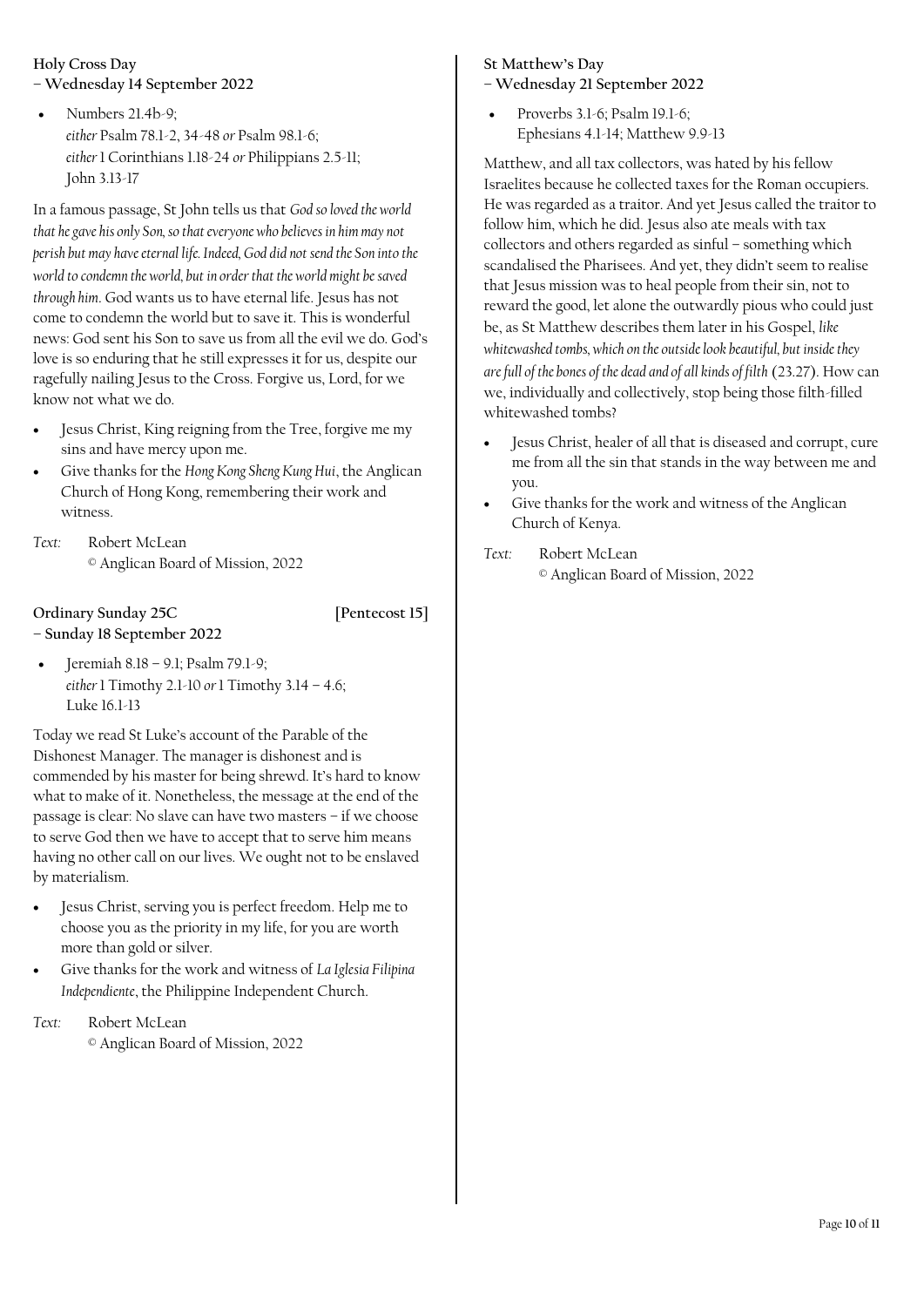**Holy Cross Day**
**– Wednesday 14 September 2022**

- Numbers 21.4b-9;
  *either* Psalm 78.1-2, 34-48 *or* Psalm 98.1-6;
  *either* 1 Corinthians 1.18-24 *or* Philippians 2.5-11;
  John 3.13-17

In a famous passage, St John tells us that *God so loved the world that he gave his only Son, so that everyone who believes in him may not perish but may have eternal life. Indeed, God did not send the Son into the world to condemn the world, but in order that the world might be saved through him*. God wants us to have eternal life. Jesus has not come to condemn the world but to save it. This is wonderful news: God sent his Son to save us from all the evil we do. God's love is so enduring that he still expresses it for us, despite our ragefully nailing Jesus to the Cross. Forgive us, Lord, for we know not what we do.

- Jesus Christ, King reigning from the Tree, forgive me my sins and have mercy upon me.
- Give thanks for the *Hong Kong Sheng Kung Hui*, the Anglican Church of Hong Kong, remembering their work and witness.

*Text:* Robert McLean
© Anglican Board of Mission, 2022

**Ordinary Sunday 25C** **[Pentecost 15]**
**– Sunday 18 September 2022**

- Jeremiah 8.18 – 9.1; Psalm 79.1-9;
  *either* 1 Timothy 2.1-10 *or* 1 Timothy 3.14 – 4.6;
  Luke 16.1-13

Today we read St Luke's account of the Parable of the Dishonest Manager. The manager is dishonest and is commended by his master for being shrewd. It's hard to know what to make of it. Nonetheless, the message at the end of the passage is clear: No slave can have two masters – if we choose to serve God then we have to accept that to serve him means having no other call on our lives. We ought not to be enslaved by materialism.

- Jesus Christ, serving you is perfect freedom. Help me to choose you as the priority in my life, for you are worth more than gold or silver.
- Give thanks for the work and witness of *La Iglesia Filipina Independiente*, the Philippine Independent Church.

*Text:* Robert McLean
© Anglican Board of Mission, 2022

**St Matthew's Day**
**– Wednesday 21 September 2022**

- Proverbs 3.1-6; Psalm 19.1-6;
  Ephesians 4.1-14; Matthew 9.9-13

Matthew, and all tax collectors, was hated by his fellow Israelites because he collected taxes for the Roman occupiers. He was regarded as a traitor. And yet Jesus called the traitor to follow him, which he did. Jesus also ate meals with tax collectors and others regarded as sinful – something which scandalised the Pharisees. And yet, they didn't seem to realise that Jesus mission was to heal people from their sin, not to reward the good, let alone the outwardly pious who could just be, as St Matthew describes them later in his Gospel, *like whitewashed tombs, which on the outside look beautiful, but inside they are full of the bones of the dead and of all kinds of filth* (23.27). How can we, individually and collectively, stop being those filth-filled whitewashed tombs?

- Jesus Christ, healer of all that is diseased and corrupt, cure me from all the sin that stands in the way between me and you.
- Give thanks for the work and witness of the Anglican Church of Kenya.

*Text:* Robert McLean
© Anglican Board of Mission, 2022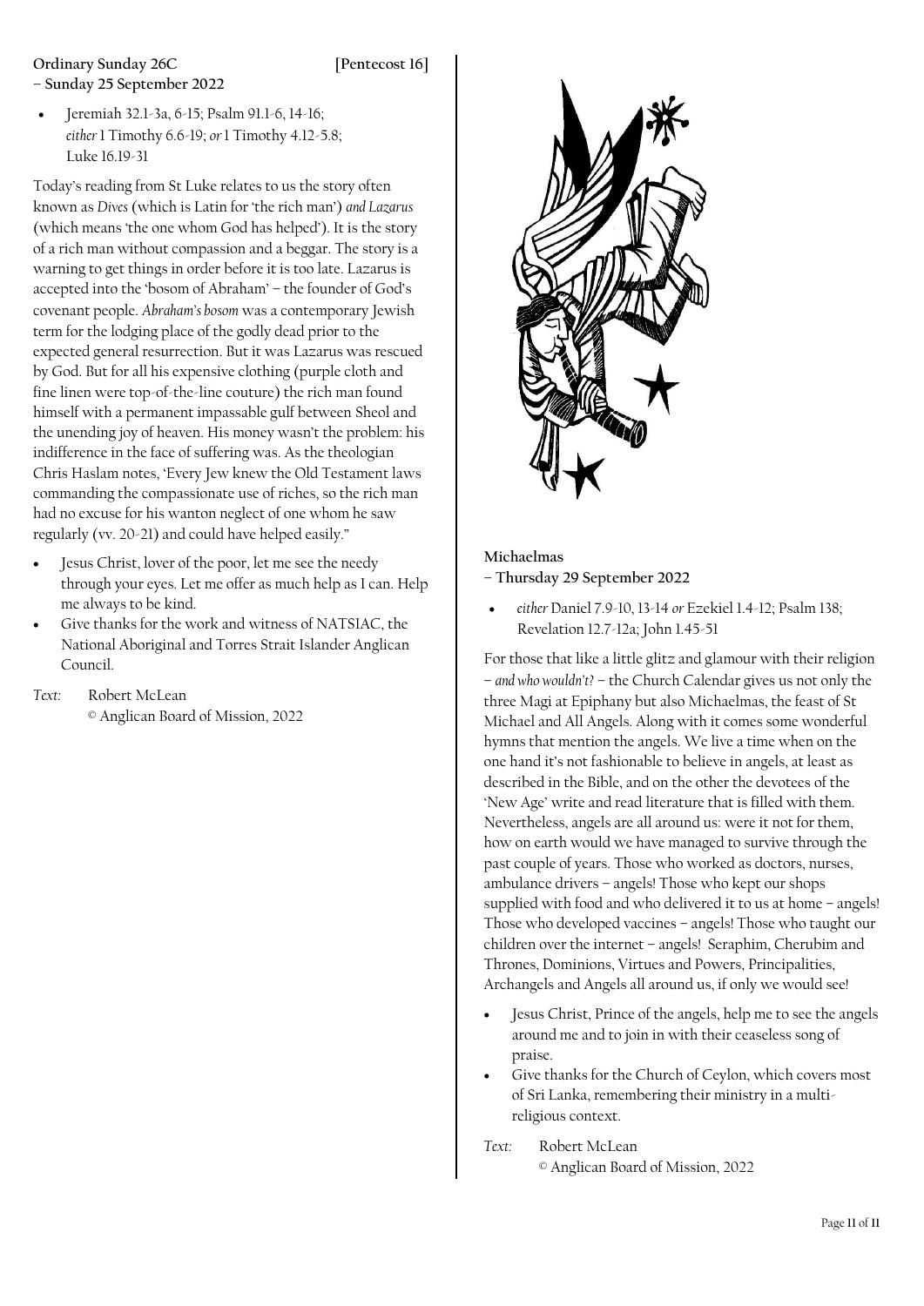**Ordinary Sunday 26C [Pentecost 16]**
**– Sunday 25 September 2022**

- Jeremiah 32.1-3a, 6-15; Psalm 91.1-6, 14-16; *either* 1 Timothy 6.6-19; *or* 1 Timothy 4.12-5.8; Luke 16.19-31

Today's reading from St Luke relates to us the story often known as *Dives* (which is Latin for 'the rich man') *and Lazarus* (which means 'the one whom God has helped'). It is the story of a rich man without compassion and a beggar. The story is a warning to get things in order before it is too late. Lazarus is accepted into the 'bosom of Abraham' – the founder of God's covenant people. *Abraham's bosom* was a contemporary Jewish term for the lodging place of the godly dead prior to the expected general resurrection. But it was Lazarus was rescued by God. But for all his expensive clothing (purple cloth and fine linen were top-of-the-line couture) the rich man found himself with a permanent impassable gulf between Sheol and the unending joy of heaven. His money wasn't the problem: his indifference in the face of suffering was. As the theologian Chris Haslam notes, 'Every Jew knew the Old Testament laws commanding the compassionate use of riches, so the rich man had no excuse for his wanton neglect of one whom he saw regularly (vv. 20-21) and could have helped easily."

- Jesus Christ, lover of the poor, let me see the needy through your eyes. Let me offer as much help as I can. Help me always to be kind.
- Give thanks for the work and witness of NATSIAC, the National Aboriginal and Torres Strait Islander Anglican Council.

*Text:* Robert McLean
© Anglican Board of Mission, 2022

**Michaelmas**
**– Thursday 29 September 2022**

- *either* Daniel 7.9-10, 13-14 *or* Ezekiel 1.4-12; Psalm 138; Revelation 12.7-12a; John 1.45-51

For those that like a little glitz and glamour with their religion – *and who wouldn't?* – the Church Calendar gives us not only the three Magi at Epiphany but also Michaelmas, the feast of St Michael and All Angels. Along with it comes some wonderful hymns that mention the angels. We live a time when on the one hand it's not fashionable to believe in angels, at least as described in the Bible, and on the other the devotees of the 'New Age' write and read literature that is filled with them. Nevertheless, angels are all around us: were it not for them, how on earth would we have managed to survive through the past couple of years. Those who worked as doctors, nurses, ambulance drivers – angels! Those who kept our shops supplied with food and who delivered it to us at home – angels! Those who developed vaccines – angels! Those who taught our children over the internet – angels! Seraphim, Cherubim and Thrones, Dominions, Virtues and Powers, Principalities, Archangels and Angels all around us, if only we would see!

- Jesus Christ, Prince of the angels, help me to see the angels around me and to join in with their ceaseless song of praise.
- Give thanks for the Church of Ceylon, which covers most of Sri Lanka, remembering their ministry in a multi-religious context.

*Text:* Robert McLean
© Anglican Board of Mission, 2022